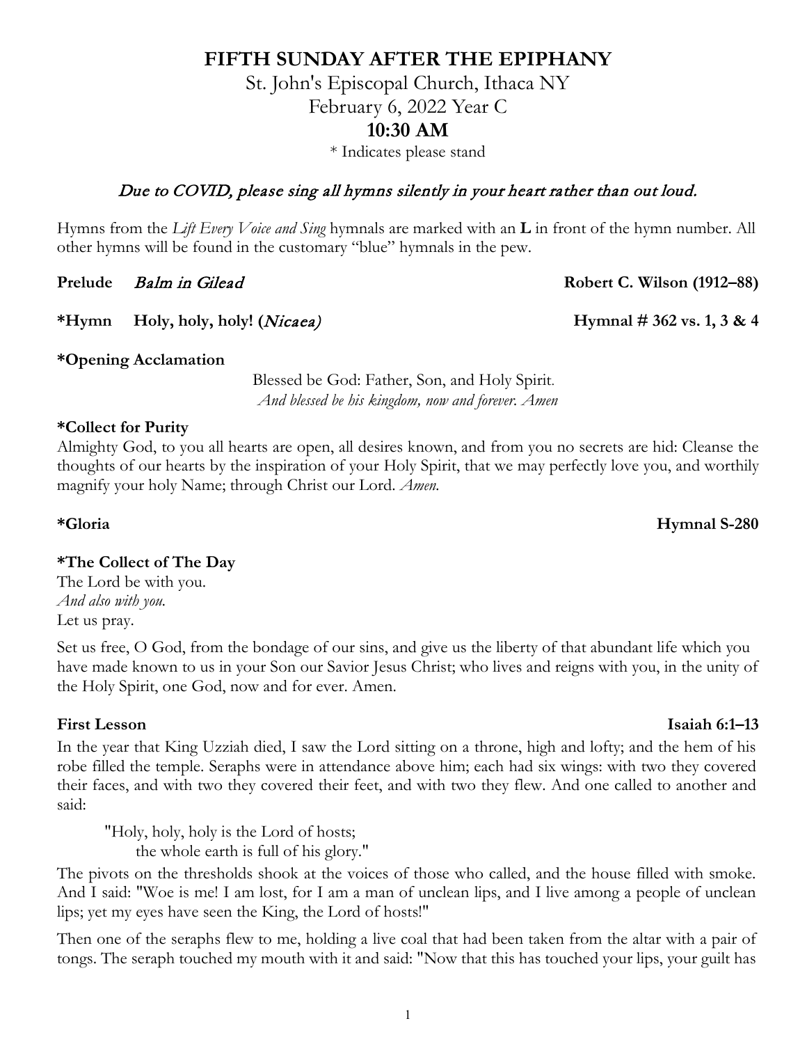# FIFTH SUNDAY AFTER THE EPIPHANY

St. John's Episcopal Church, Ithaca NY

February 6, 2022 Year C

**10:30 AM**

* Indicates please stand

*Due to COVID, please sing all hymns silently in your heart rather than out loud.*

Hymns from the *Lift Every Voice and Sing* hymnals are marked with an **L** in front of the hymn number. All other hymns will be found in the customary "blue" hymnals in the pew.

**Prelude** *Balm in Gilead* **Robert C. Wilson (1912–88)**

***Hymn Holy, holy, holy! (*Nicaea*)** **Hymnal # 362 vs. 1, 3 & 4**

**\*Opening Acclamation**

Blessed be God: Father, Son, and Holy Spirit.
*And blessed be his kingdom, now and forever. Amen*

**\*Collect for Purity**

Almighty God, to you all hearts are open, all desires known, and from you no secrets are hid: Cleanse the thoughts of our hearts by the inspiration of your Holy Spirit, that we may perfectly love you, and worthily magnify your holy Name; through Christ our Lord. *Amen.*

**\*Gloria** **Hymnal S-280**

**\*The Collect of The Day**

The Lord be with you.
*And also with you.*
Let us pray.

Set us free, O God, from the bondage of our sins, and give us the liberty of that abundant life which you have made known to us in your Son our Savior Jesus Christ; who lives and reigns with you, in the unity of the Holy Spirit, one God, now and for ever. Amen.

**First Lesson** **Isaiah 6:1–13**

In the year that King Uzziah died, I saw the Lord sitting on a throne, high and lofty; and the hem of his robe filled the temple. Seraphs were in attendance above him; each had six wings: with two they covered their faces, and with two they covered their feet, and with two they flew. And one called to another and said:

> "Holy, holy, holy is the Lord of hosts;
> the whole earth is full of his glory."

The pivots on the thresholds shook at the voices of those who called, and the house filled with smoke. And I said: "Woe is me! I am lost, for I am a man of unclean lips, and I live among a people of unclean lips; yet my eyes have seen the King, the Lord of hosts!"

Then one of the seraphs flew to me, holding a live coal that had been taken from the altar with a pair of tongs. The seraph touched my mouth with it and said: "Now that this has touched your lips, your guilt has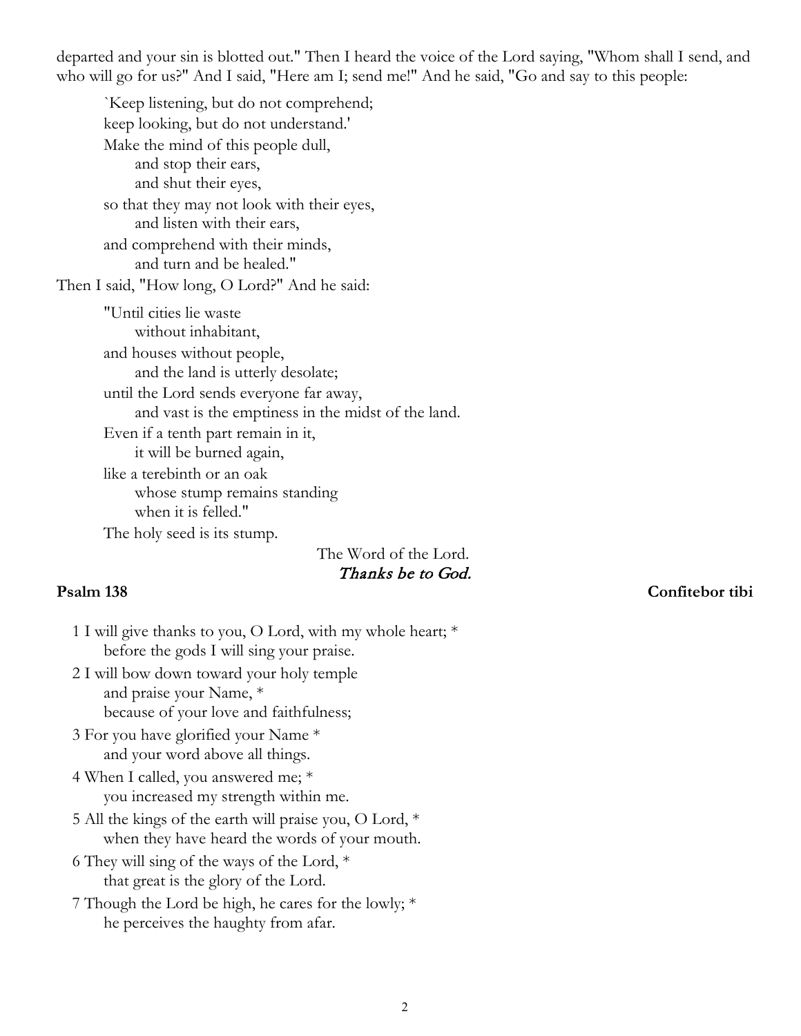departed and your sin is blotted out." Then I heard the voice of the Lord saying, "Whom shall I send, and who will go for us?" And I said, "Here am I; send me!" And he said, "Go and say to this people:

> `Keep listening, but do not comprehend;
> keep looking, but do not understand.'
> Make the mind of this people dull,
>   and stop their ears,
>   and shut their eyes,
> so that they may not look with their eyes,
>   and listen with their ears,
> and comprehend with their minds,
>   and turn and be healed."

Then I said, "How long, O Lord?" And he said:

> "Until cities lie waste
>   without inhabitant,
> and houses without people,
>   and the land is utterly desolate;
> until the Lord sends everyone far away,
>   and vast is the emptiness in the midst of the land.
> Even if a tenth part remain in it,
>   it will be burned again,
> like a terebinth or an oak
>   whose stump remains standing
>   when it is felled."
> The holy seed is its stump.

The Word of the Lord.
*Thanks be to God.*

**Psalm 138** **Confitebor tibi**

1 I will give thanks to you, O Lord, with my whole heart; *
  before the gods I will sing your praise.

2 I will bow down toward your holy temple
  and praise your Name, *
  because of your love and faithfulness;

3 For you have glorified your Name *
  and your word above all things.

4 When I called, you answered me; *
  you increased my strength within me.

5 All the kings of the earth will praise you, O Lord, *
  when they have heard the words of your mouth.

6 They will sing of the ways of the Lord, *
  that great is the glory of the Lord.

7 Though the Lord be high, he cares for the lowly; *
  he perceives the haughty from afar.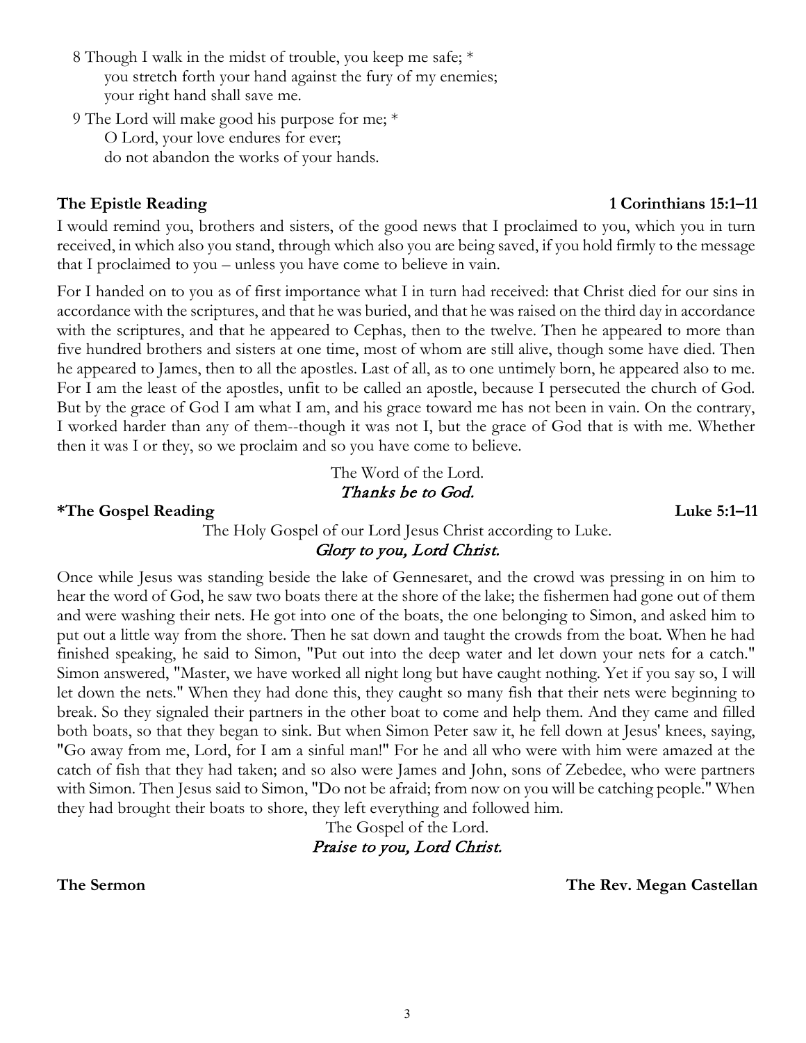8 Though I walk in the midst of trouble, you keep me safe; *
    you stretch forth your hand against the fury of my enemies;
    your right hand shall save me.

9 The Lord will make good his purpose for me; *
    O Lord, your love endures for ever;
    do not abandon the works of your hands.

**The Epistle Reading** **1 Corinthians 15:1–11**

I would remind you, brothers and sisters, of the good news that I proclaimed to you, which you in turn received, in which also you stand, through which also you are being saved, if you hold firmly to the message that I proclaimed to you – unless you have come to believe in vain.

For I handed on to you as of first importance what I in turn had received: that Christ died for our sins in accordance with the scriptures, and that he was buried, and that he was raised on the third day in accordance with the scriptures, and that he appeared to Cephas, then to the twelve. Then he appeared to more than five hundred brothers and sisters at one time, most of whom are still alive, though some have died. Then he appeared to James, then to all the apostles. Last of all, as to one untimely born, he appeared also to me. For I am the least of the apostles, unfit to be called an apostle, because I persecuted the church of God. But by the grace of God I am what I am, and his grace toward me has not been in vain. On the contrary, I worked harder than any of them--though it was not I, but the grace of God that is with me. Whether then it was I or they, so we proclaim and so you have come to believe.

The Word of the Lord.
*Thanks be to God.*

**\*The Gospel Reading** **Luke 5:1–11**

The Holy Gospel of our Lord Jesus Christ according to Luke.
*Glory to you, Lord Christ.*

Once while Jesus was standing beside the lake of Gennesaret, and the crowd was pressing in on him to hear the word of God, he saw two boats there at the shore of the lake; the fishermen had gone out of them and were washing their nets. He got into one of the boats, the one belonging to Simon, and asked him to put out a little way from the shore. Then he sat down and taught the crowds from the boat. When he had finished speaking, he said to Simon, "Put out into the deep water and let down your nets for a catch." Simon answered, "Master, we have worked all night long but have caught nothing. Yet if you say so, I will let down the nets." When they had done this, they caught so many fish that their nets were beginning to break. So they signaled their partners in the other boat to come and help them. And they came and filled both boats, so that they began to sink. But when Simon Peter saw it, he fell down at Jesus' knees, saying, "Go away from me, Lord, for I am a sinful man!" For he and all who were with him were amazed at the catch of fish that they had taken; and so also were James and John, sons of Zebedee, who were partners with Simon. Then Jesus said to Simon, "Do not be afraid; from now on you will be catching people." When they had brought their boats to shore, they left everything and followed him.

The Gospel of the Lord.
*Praise to you, Lord Christ.*

**The Sermon** **The Rev. Megan Castellan**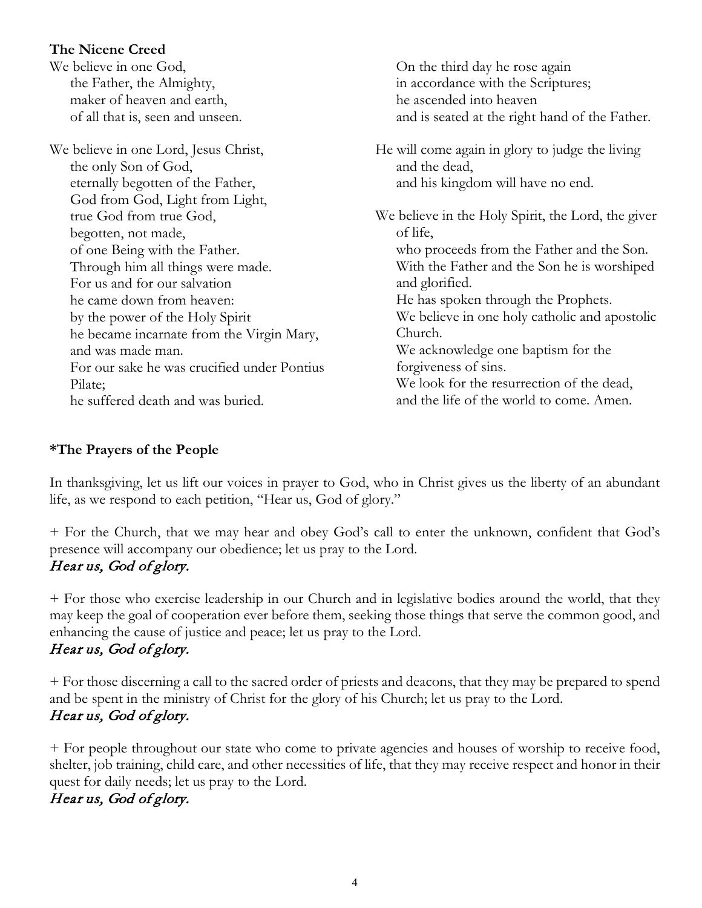**The Nicene Creed**

We believe in one God,
the Father, the Almighty,
maker of heaven and earth,
of all that is, seen and unseen.

We believe in one Lord, Jesus Christ,
the only Son of God,
eternally begotten of the Father,
God from God, Light from Light,
true God from true God,
begotten, not made,
of one Being with the Father.
Through him all things were made.
For us and for our salvation
he came down from heaven:
by the power of the Holy Spirit
he became incarnate from the Virgin Mary,
and was made man.
For our sake he was crucified under Pontius Pilate;
he suffered death and was buried.
On the third day he rose again
in accordance with the Scriptures;
he ascended into heaven
and is seated at the right hand of the Father.

He will come again in glory to judge the living and the dead,
and his kingdom will have no end.

We believe in the Holy Spirit, the Lord, the giver of life,
who proceeds from the Father and the Son.
With the Father and the Son he is worshiped and glorified.
He has spoken through the Prophets.
We believe in one holy catholic and apostolic Church.
We acknowledge one baptism for the forgiveness of sins.
We look for the resurrection of the dead,
and the life of the world to come. Amen.

**\*The Prayers of the People**

In thanksgiving, let us lift our voices in prayer to God, who in Christ gives us the liberty of an abundant life, as we respond to each petition, "Hear us, God of glory."

+ For the Church, that we may hear and obey God's call to enter the unknown, confident that God's presence will accompany our obedience; let us pray to the Lord.
*Hear us, God of glory.*

+ For those who exercise leadership in our Church and in legislative bodies around the world, that they may keep the goal of cooperation ever before them, seeking those things that serve the common good, and enhancing the cause of justice and peace; let us pray to the Lord.
*Hear us, God of glory.*

+ For those discerning a call to the sacred order of priests and deacons, that they may be prepared to spend and be spent in the ministry of Christ for the glory of his Church; let us pray to the Lord.
*Hear us, God of glory.*

+ For people throughout our state who come to private agencies and houses of worship to receive food, shelter, job training, child care, and other necessities of life, that they may receive respect and honor in their quest for daily needs; let us pray to the Lord.
*Hear us, God of glory.*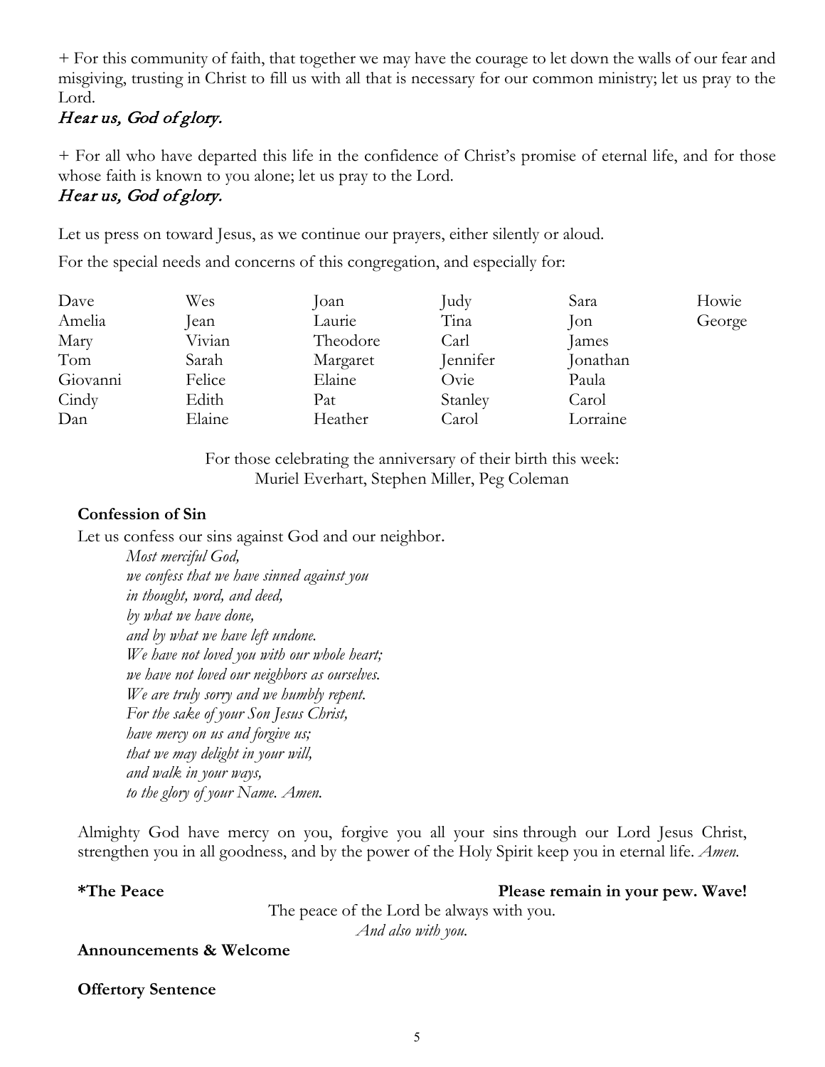+ For this community of faith, that together we may have the courage to let down the walls of our fear and misgiving, trusting in Christ to fill us with all that is necessary for our common ministry; let us pray to the Lord.

*Hear us, God of glory.*

+ For all who have departed this life in the confidence of Christ's promise of eternal life, and for those whose faith is known to you alone; let us pray to the Lord.

*Hear us, God of glory.*

Let us press on toward Jesus, as we continue our prayers, either silently or aloud.

For the special needs and concerns of this congregation, and especially for:

| | | | | | |
|---|---|---|---|---|---|
| Dave | Wes | Joan | Judy | Sara | Howie |
| Amelia | Jean | Laurie | Tina | Jon | George |
| Mary | Vivian | Theodore | Carl | James | |
| Tom | Sarah | Margaret | Jennifer | Jonathan | |
| Giovanni | Felice | Elaine | Ovie | Paula | |
| Cindy | Edith | Pat | Stanley | Carol | |
| Dan | Elaine | Heather | Carol | Lorraine | |

For those celebrating the anniversary of their birth this week:
Muriel Everhart, Stephen Miller, Peg Coleman

**Confession of Sin**

Let us confess our sins against God and our neighbor.

*Most merciful God,*
*we confess that we have sinned against you*
*in thought, word, and deed,*
*by what we have done,*
*and by what we have left undone.*
*We have not loved you with our whole heart;*
*we have not loved our neighbors as ourselves.*
*We are truly sorry and we humbly repent.*
*For the sake of your Son Jesus Christ,*
*have mercy on us and forgive us;*
*that we may delight in your will,*
*and walk in your ways,*
*to the glory of your Name. Amen.*

Almighty God have mercy on you, forgive you all your sins through our Lord Jesus Christ, strengthen you in all goodness, and by the power of the Holy Spirit keep you in eternal life. *Amen.*

**\*The Peace** **Please remain in your pew. Wave!**

The peace of the Lord be always with you.
*And also with you.*

**Announcements & Welcome**

**Offertory Sentence**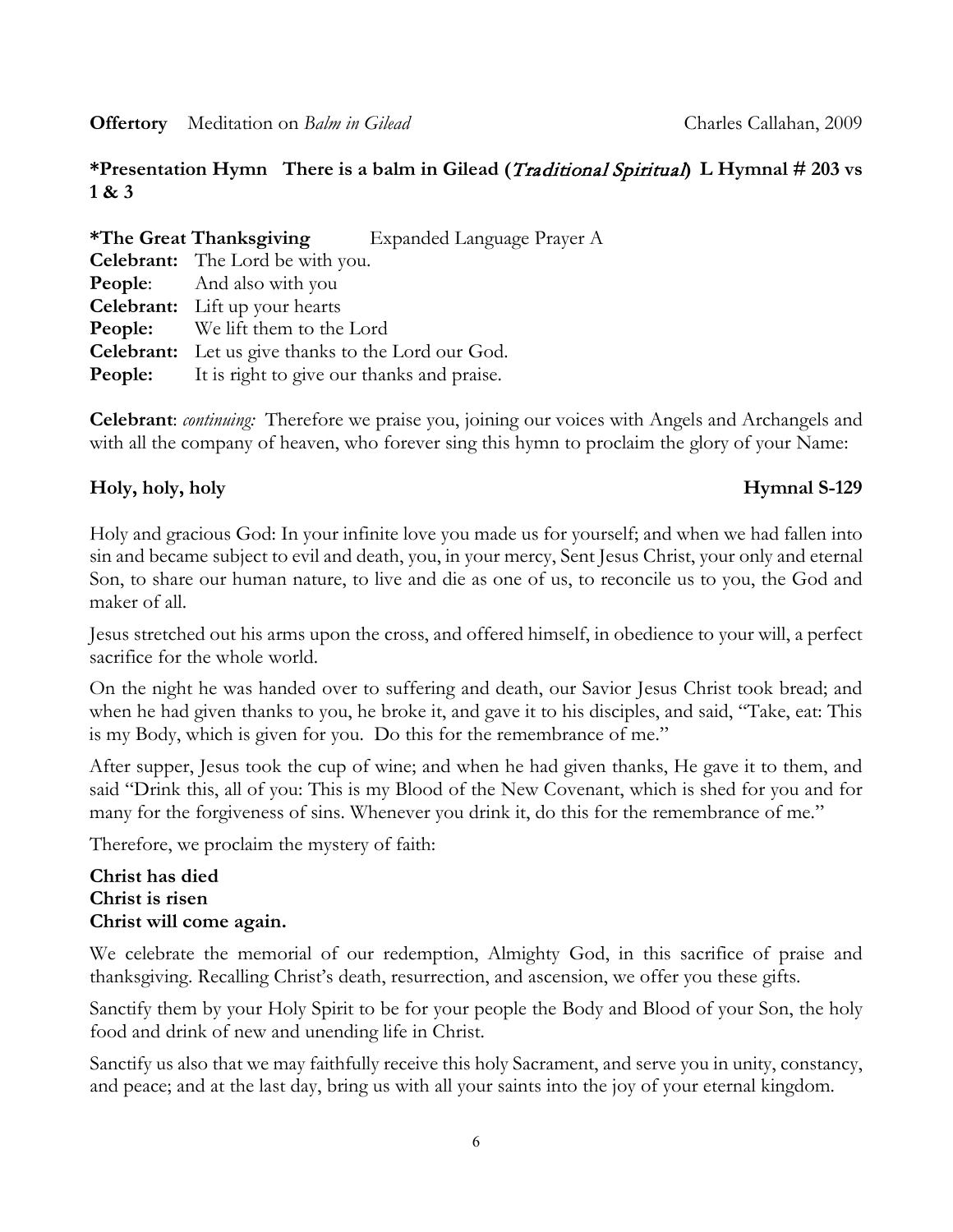**Offertory** Meditation on *Balm in Gilead* Charles Callahan, 2009

**\*Presentation Hymn There is a balm in Gilead (*Traditional Spiritual*) L Hymnal # 203 vs 1 & 3**

**\*The Great Thanksgiving** Expanded Language Prayer A

**Celebrant:** The Lord be with you.
**People**: And also with you
**Celebrant:** Lift up your hearts
**People:** We lift them to the Lord
**Celebrant:** Let us give thanks to the Lord our God.
**People:** It is right to give our thanks and praise.

**Celebrant**: *continuing:* Therefore we praise you, joining our voices with Angels and Archangels and with all the company of heaven, who forever sing this hymn to proclaim the glory of your Name:

**Holy, holy, holy** **Hymnal S-129**

Holy and gracious God: In your infinite love you made us for yourself; and when we had fallen into sin and became subject to evil and death, you, in your mercy, Sent Jesus Christ, your only and eternal Son, to share our human nature, to live and die as one of us, to reconcile us to you, the God and maker of all.

Jesus stretched out his arms upon the cross, and offered himself, in obedience to your will, a perfect sacrifice for the whole world.

On the night he was handed over to suffering and death, our Savior Jesus Christ took bread; and when he had given thanks to you, he broke it, and gave it to his disciples, and said, "Take, eat: This is my Body, which is given for you. Do this for the remembrance of me."

After supper, Jesus took the cup of wine; and when he had given thanks, He gave it to them, and said "Drink this, all of you: This is my Blood of the New Covenant, which is shed for you and for many for the forgiveness of sins. Whenever you drink it, do this for the remembrance of me."

Therefore, we proclaim the mystery of faith:

**Christ has died**
**Christ is risen**
**Christ will come again.**

We celebrate the memorial of our redemption, Almighty God, in this sacrifice of praise and thanksgiving. Recalling Christ's death, resurrection, and ascension, we offer you these gifts.

Sanctify them by your Holy Spirit to be for your people the Body and Blood of your Son, the holy food and drink of new and unending life in Christ.

Sanctify us also that we may faithfully receive this holy Sacrament, and serve you in unity, constancy, and peace; and at the last day, bring us with all your saints into the joy of your eternal kingdom.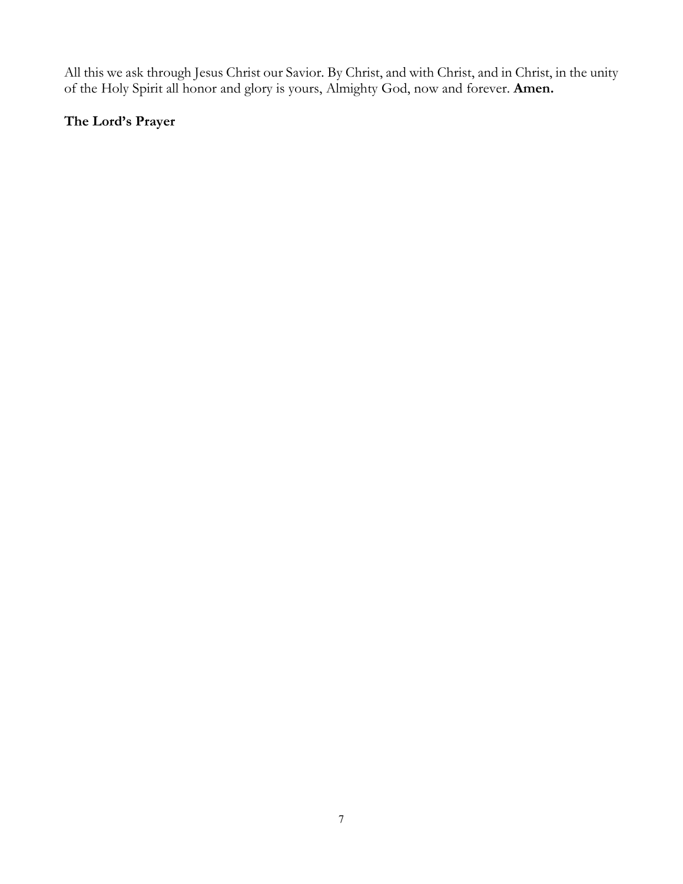All this we ask through Jesus Christ our Savior. By Christ, and with Christ, and in Christ, in the unity of the Holy Spirit all honor and glory is yours, Almighty God, now and forever. **Amen.**

**The Lord's Prayer**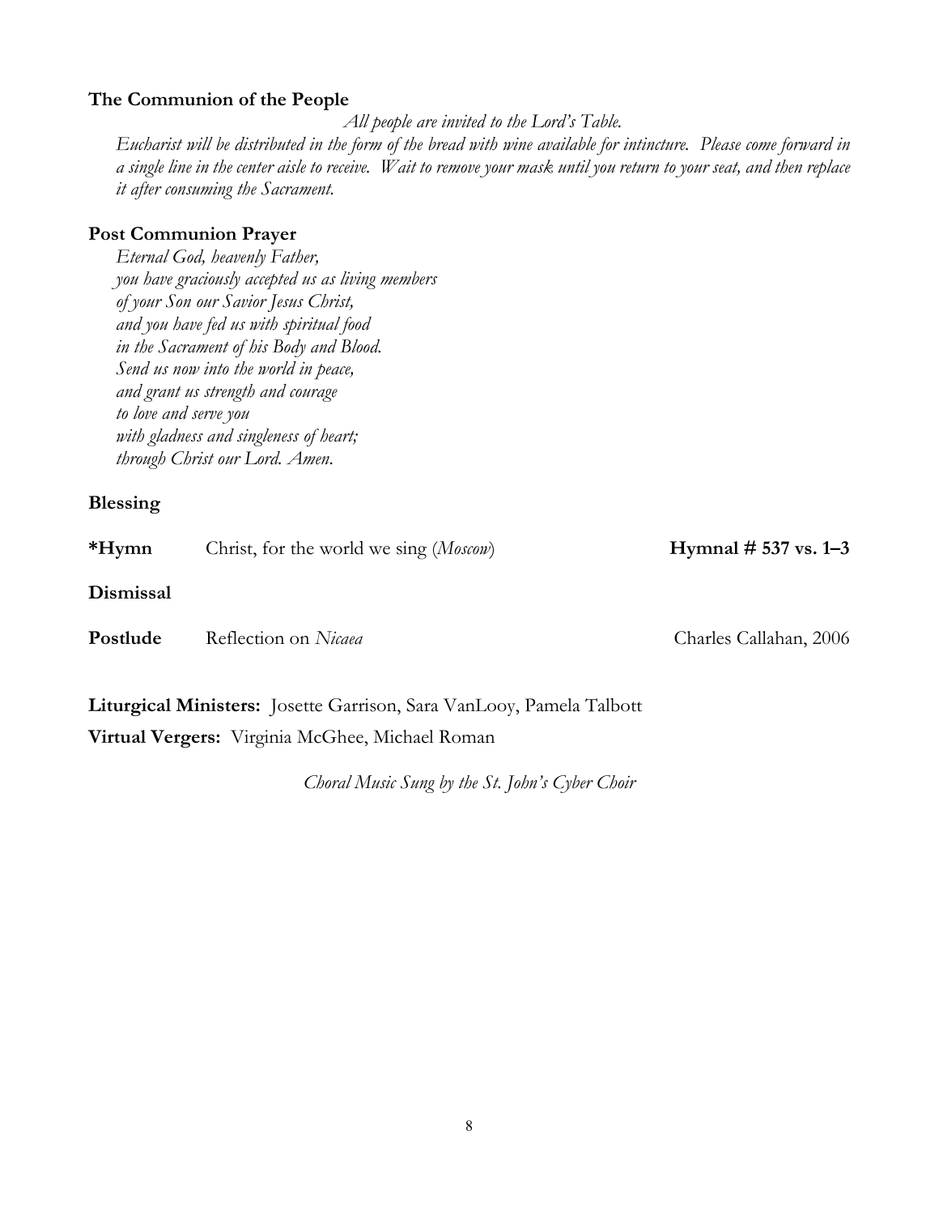**The Communion of the People**

*All people are invited to the Lord's Table.*

*Eucharist will be distributed in the form of the bread with wine available for intincture. Please come forward in a single line in the center aisle to receive. Wait to remove your mask until you return to your seat, and then replace it after consuming the Sacrament.*

**Post Communion Prayer**

*Eternal God, heavenly Father,*
*you have graciously accepted us as living members*
*of your Son our Savior Jesus Christ,*
*and you have fed us with spiritual food*
*in the Sacrament of his Body and Blood.*
*Send us now into the world in peace,*
*and grant us strength and courage*
*to love and serve you*
*with gladness and singleness of heart;*
*through Christ our Lord. Amen.*

**Blessing**

**\*Hymn** Christ, for the world we sing (*Moscow*) **Hymnal # 537 vs. 1–3**

**Dismissal**

**Postlude** Reflection on *Nicaea* Charles Callahan, 2006

**Liturgical Ministers:** Josette Garrison, Sara VanLooy, Pamela Talbott

**Virtual Vergers:** Virginia McGhee, Michael Roman

*Choral Music Sung by the St. John's Cyber Choir*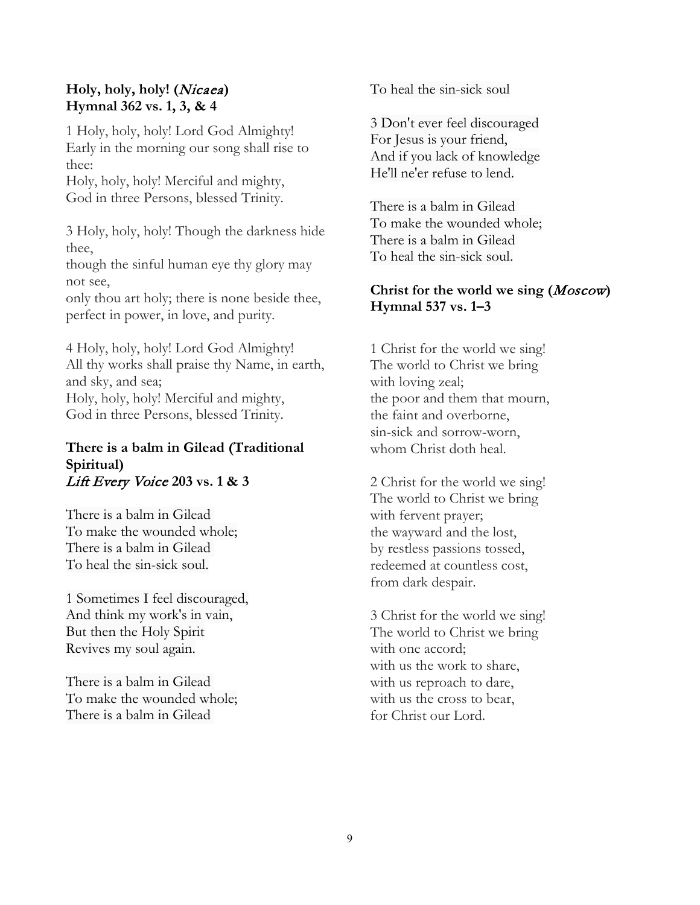**Holy, holy, holy! (*Nicaea*)**
**Hymnal 362 vs. 1, 3, & 4**

1 Holy, holy, holy! Lord God Almighty!
Early in the morning our song shall rise to thee:
Holy, holy, holy! Merciful and mighty,
God in three Persons, blessed Trinity.

3 Holy, holy, holy! Though the darkness hide thee,
though the sinful human eye thy glory may not see,
only thou art holy; there is none beside thee,
perfect in power, in love, and purity.

4 Holy, holy, holy! Lord God Almighty!
All thy works shall praise thy Name, in earth, and sky, and sea;
Holy, holy, holy! Merciful and mighty,
God in three Persons, blessed Trinity.

**There is a balm in Gilead (Traditional Spiritual)**
***Lift Every Voice* 203 vs. 1 & 3**

There is a balm in Gilead
To make the wounded whole;
There is a balm in Gilead
To heal the sin-sick soul.

1 Sometimes I feel discouraged,
And think my work's in vain,
But then the Holy Spirit
Revives my soul again.

There is a balm in Gilead
To make the wounded whole;
There is a balm in Gilead
To heal the sin-sick soul

3 Don't ever feel discouraged
For Jesus is your friend,
And if you lack of knowledge
He'll ne'er refuse to lend.

There is a balm in Gilead
To make the wounded whole;
There is a balm in Gilead
To heal the sin-sick soul.

**Christ for the world we sing (*Moscow*)**
**Hymnal 537 vs. 1–3**

1 Christ for the world we sing!
The world to Christ we bring
with loving zeal;
the poor and them that mourn,
the faint and overborne,
sin-sick and sorrow-worn,
whom Christ doth heal.

2 Christ for the world we sing!
The world to Christ we bring
with fervent prayer;
the wayward and the lost,
by restless passions tossed,
redeemed at countless cost,
from dark despair.

3 Christ for the world we sing!
The world to Christ we bring
with one accord;
with us the work to share,
with us reproach to dare,
with us the cross to bear,
for Christ our Lord.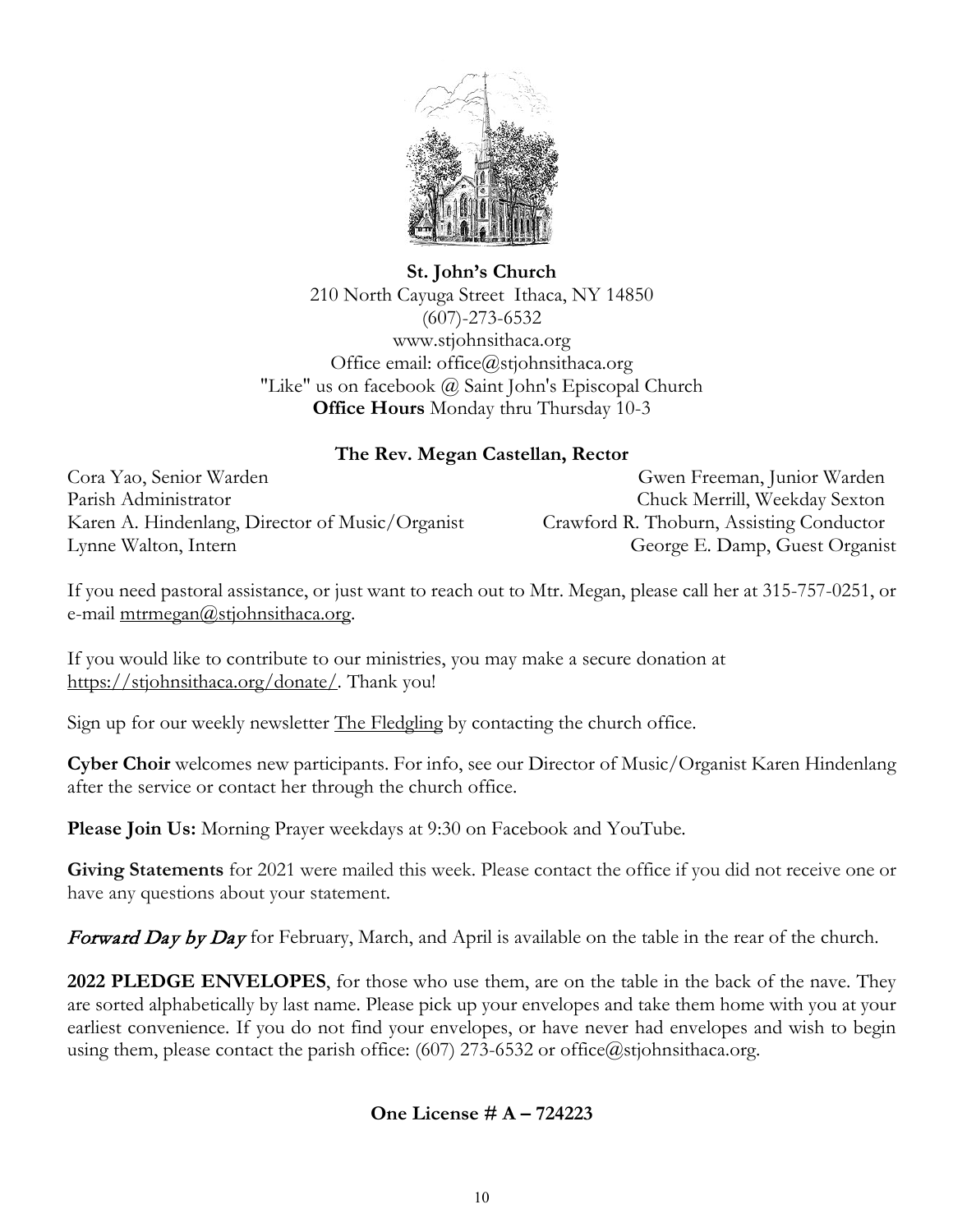**St. John's Church**
210 North Cayuga Street Ithaca, NY 14850
(607)-273-6532
www.stjohnsithaca.org
Office email: office@stjohnsithaca.org
"Like" us on facebook @ Saint John's Episcopal Church
**Office Hours** Monday thru Thursday 10-3

**The Rev. Megan Castellan, Rector**

Cora Yao, Senior Warden
Gwen Freeman, Junior Warden
Parish Administrator
Chuck Merrill, Weekday Sexton
Karen A. Hindenlang, Director of Music/Organist
Crawford R. Thoburn, Assisting Conductor
Lynne Walton, Intern
George E. Damp, Guest Organist

If you need pastoral assistance, or just want to reach out to Mtr. Megan, please call her at 315-757-0251, or e-mail mtrmegan@stjohnsithaca.org.

If you would like to contribute to our ministries, you may make a secure donation at https://stjohnsithaca.org/donate/. Thank you!

Sign up for our weekly newsletter The Fledgling by contacting the church office.

**Cyber Choir** welcomes new participants. For info, see our Director of Music/Organist Karen Hindenlang after the service or contact her through the church office.

**Please Join Us:** Morning Prayer weekdays at 9:30 on Facebook and YouTube.

**Giving Statements** for 2021 were mailed this week. Please contact the office if you did not receive one or have any questions about your statement.

*Forward Day by Day* for February, March, and April is available on the table in the rear of the church.

**2022 PLEDGE ENVELOPES**, for those who use them, are on the table in the back of the nave. They are sorted alphabetically by last name. Please pick up your envelopes and take them home with you at your earliest convenience. If you do not find your envelopes, or have never had envelopes and wish to begin using them, please contact the parish office: (607) 273-6532 or office@stjohnsithaca.org.

**One License # A – 724223**